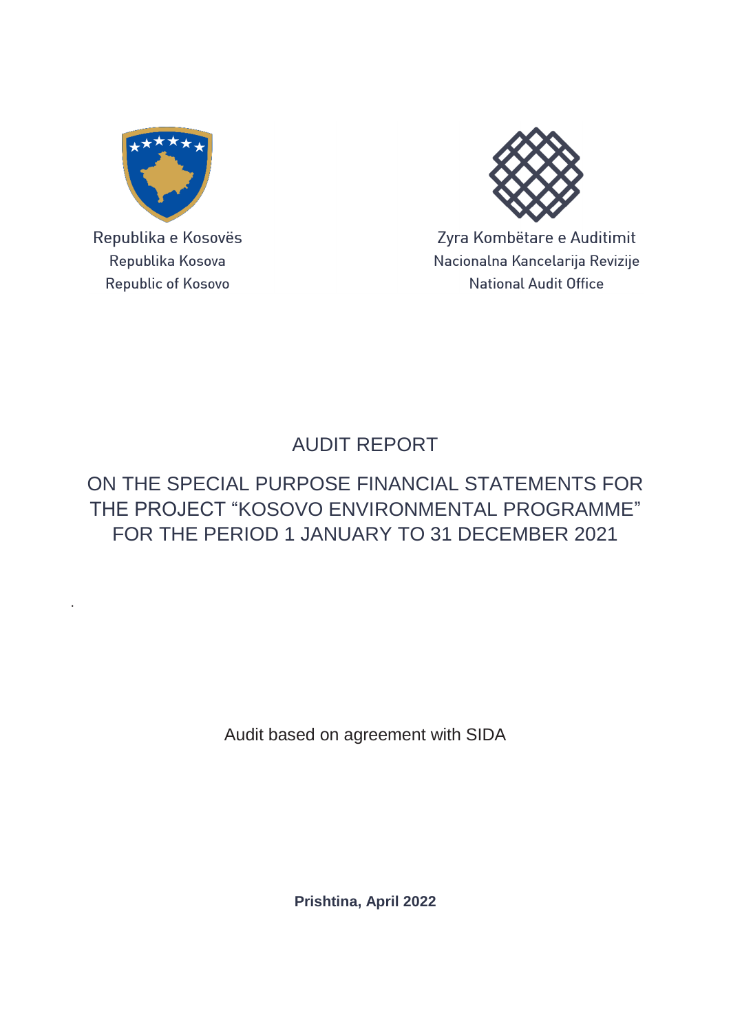Republika e Kosovës
Republika Kosova
Republic of Kosovo

Zyra Kombëtare e Auditimit
Nacionalna Kancelarija Revizije
National Audit Office

# AUDIT REPORT

## ON THE SPECIAL PURPOSE FINANCIAL STATEMENTS FOR THE PROJECT "KOSOVO ENVIRONMENTAL PROGRAMME" FOR THE PERIOD 1 JANUARY TO 31 DECEMBER 2021

Audit based on agreement with SIDA

**Prishtina, April 2022**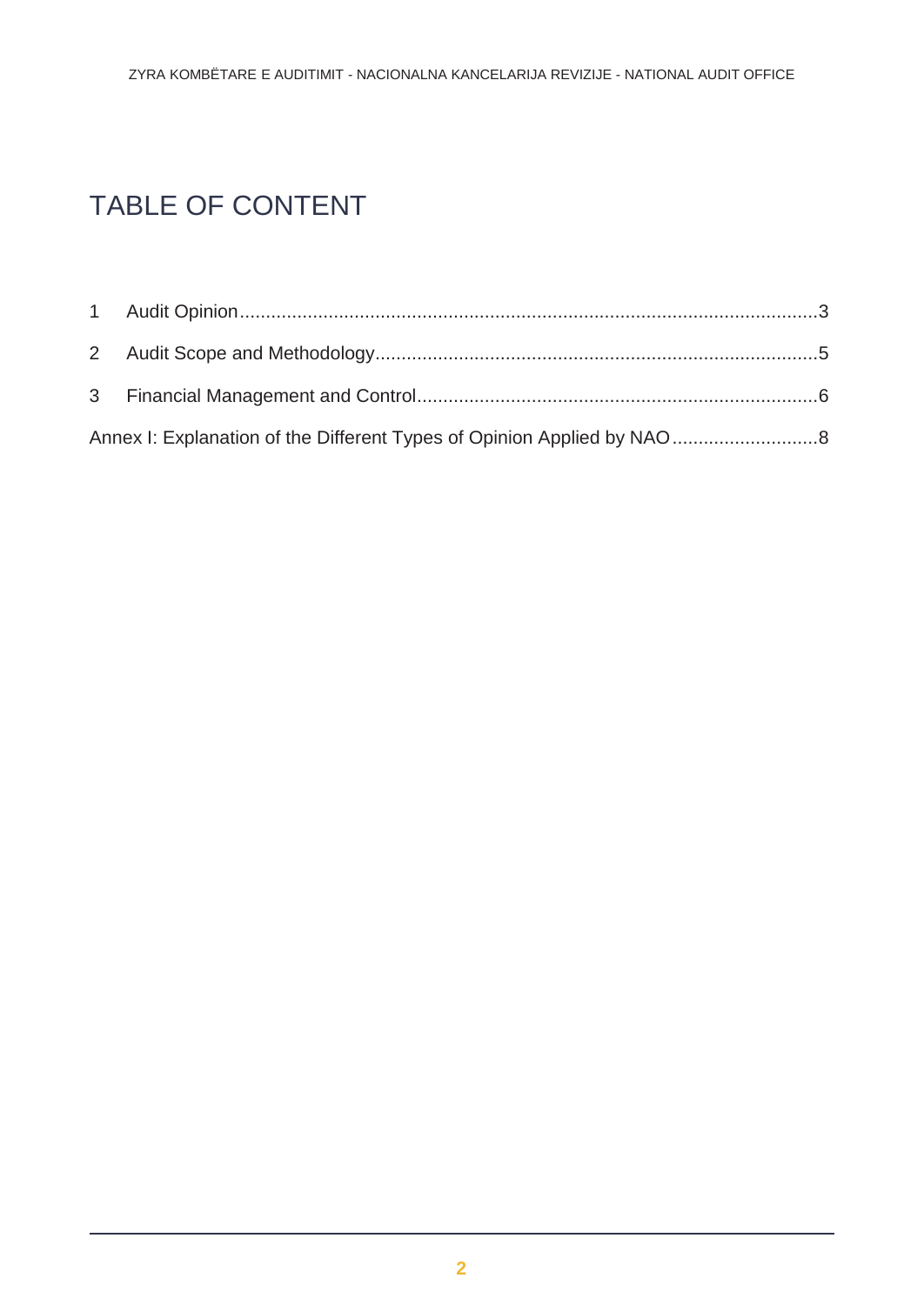# TABLE OF CONTENT

1 Audit Opinion ........................................................................................................... 3

2 Audit Scope and Methodology ................................................................................... 5

3 Financial Management and Control ........................................................................... 6

Annex I: Explanation of the Different Types of Opinion Applied by NAO ........................... 8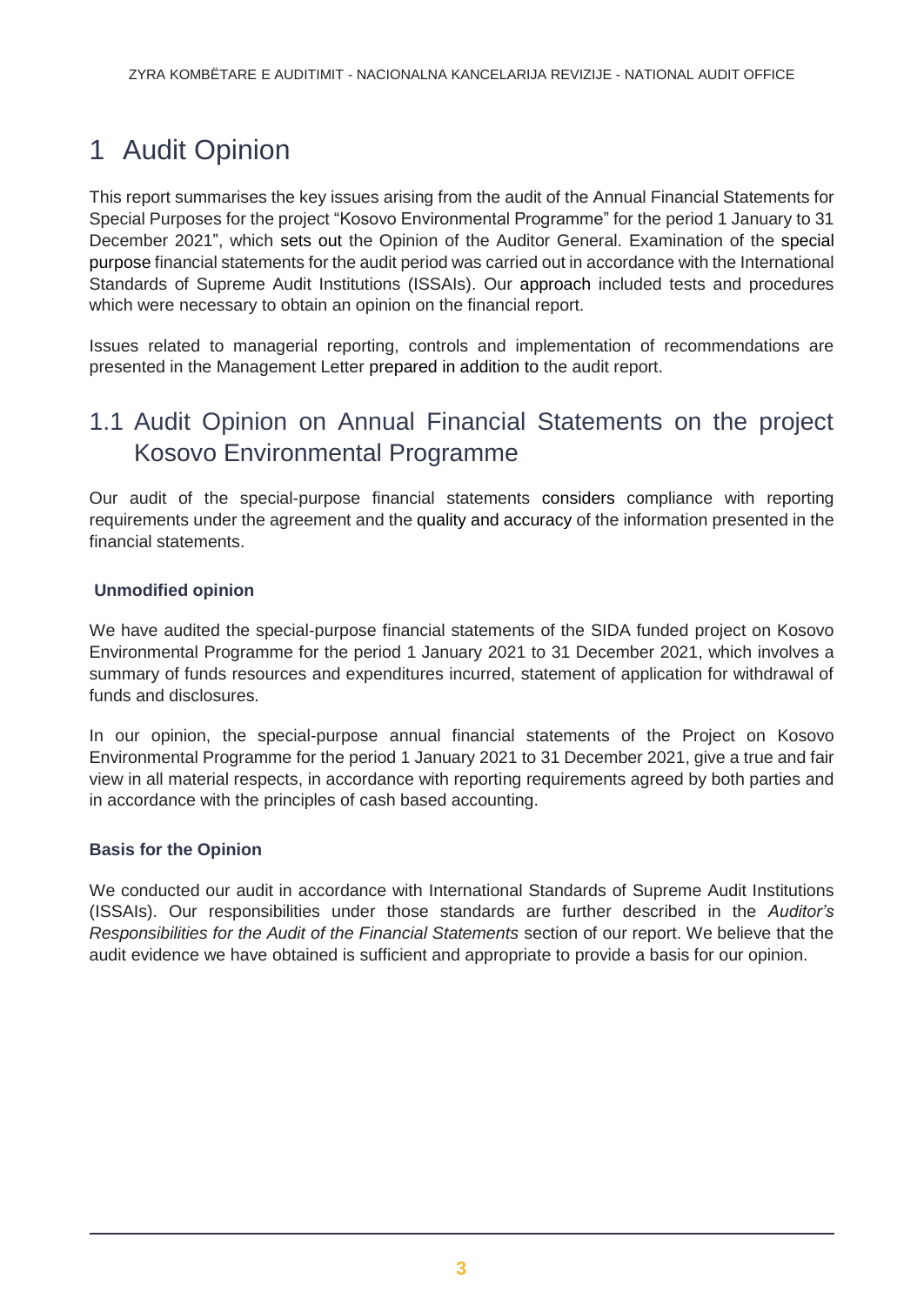# 1 Audit Opinion

This report summarises the key issues arising from the audit of the Annual Financial Statements for Special Purposes for the project "Kosovo Environmental Programme" for the period 1 January to 31 December 2021", which sets out the Opinion of the Auditor General. Examination of the special purpose financial statements for the audit period was carried out in accordance with the International Standards of Supreme Audit Institutions (ISSAIs). Our approach included tests and procedures which were necessary to obtain an opinion on the financial report.

Issues related to managerial reporting, controls and implementation of recommendations are presented in the Management Letter prepared in addition to the audit report.

## 1.1 Audit Opinion on Annual Financial Statements on the project Kosovo Environmental Programme

Our audit of the special-purpose financial statements considers compliance with reporting requirements under the agreement and the quality and accuracy of the information presented in the financial statements.

**Unmodified opinion**

We have audited the special-purpose financial statements of the SIDA funded project on Kosovo Environmental Programme for the period 1 January 2021 to 31 December 2021, which involves a summary of funds resources and expenditures incurred, statement of application for withdrawal of funds and disclosures.

In our opinion, the special-purpose annual financial statements of the Project on Kosovo Environmental Programme for the period 1 January 2021 to 31 December 2021, give a true and fair view in all material respects, in accordance with reporting requirements agreed by both parties and in accordance with the principles of cash based accounting.

**Basis for the Opinion**

We conducted our audit in accordance with International Standards of Supreme Audit Institutions (ISSAIs). Our responsibilities under those standards are further described in the *Auditor's Responsibilities for the Audit of the Financial Statements* section of our report. We believe that the audit evidence we have obtained is sufficient and appropriate to provide a basis for our opinion.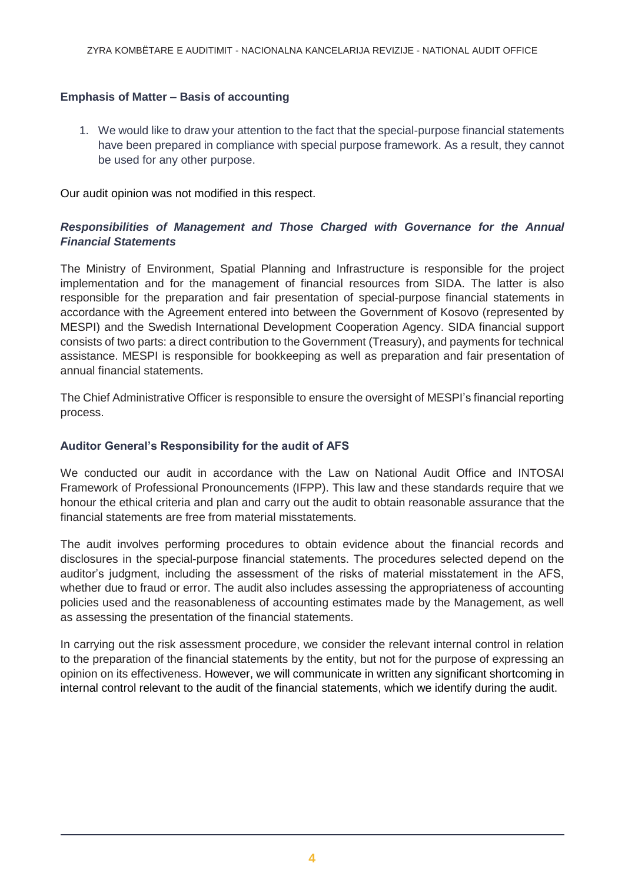### Emphasis of Matter – Basis of accounting

1. We would like to draw your attention to the fact that the special-purpose financial statements have been prepared in compliance with special purpose framework. As a result, they cannot be used for any other purpose.

Our audit opinion was not modified in this respect.

### *Responsibilities of Management and Those Charged with Governance for the Annual Financial Statements*

The Ministry of Environment, Spatial Planning and Infrastructure is responsible for the project implementation and for the management of financial resources from SIDA. The latter is also responsible for the preparation and fair presentation of special-purpose financial statements in accordance with the Agreement entered into between the Government of Kosovo (represented by MESPI) and the Swedish International Development Cooperation Agency. SIDA financial support consists of two parts: a direct contribution to the Government (Treasury), and payments for technical assistance. MESPI is responsible for bookkeeping as well as preparation and fair presentation of annual financial statements.

The Chief Administrative Officer is responsible to ensure the oversight of MESPI's financial reporting process.

### Auditor General's Responsibility for the audit of AFS

We conducted our audit in accordance with the Law on National Audit Office and INTOSAI Framework of Professional Pronouncements (IFPP). This law and these standards require that we honour the ethical criteria and plan and carry out the audit to obtain reasonable assurance that the financial statements are free from material misstatements.

The audit involves performing procedures to obtain evidence about the financial records and disclosures in the special-purpose financial statements. The procedures selected depend on the auditor's judgment, including the assessment of the risks of material misstatement in the AFS, whether due to fraud or error. The audit also includes assessing the appropriateness of accounting policies used and the reasonableness of accounting estimates made by the Management, as well as assessing the presentation of the financial statements.

In carrying out the risk assessment procedure, we consider the relevant internal control in relation to the preparation of the financial statements by the entity, but not for the purpose of expressing an opinion on its effectiveness. However, we will communicate in written any significant shortcoming in internal control relevant to the audit of the financial statements, which we identify during the audit.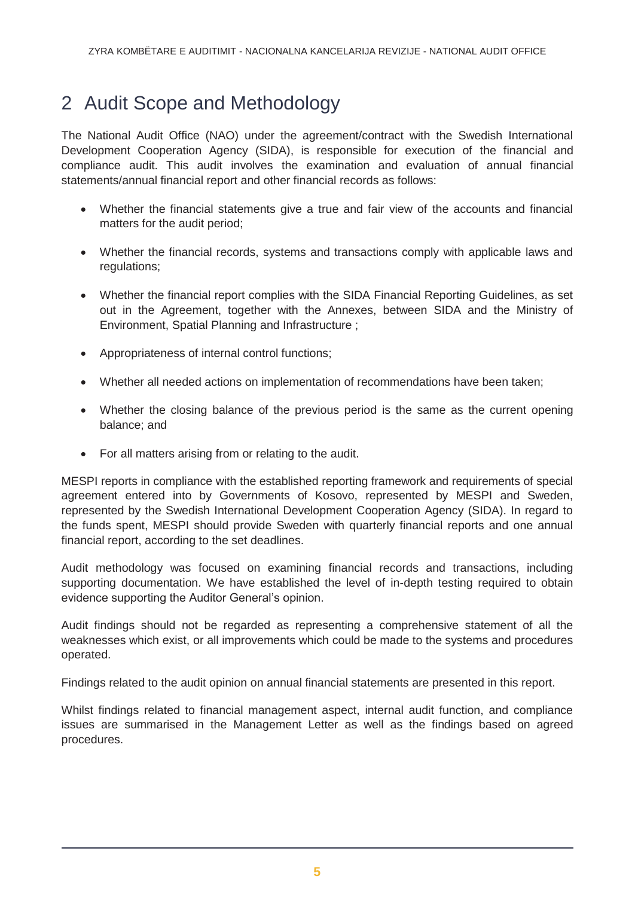## 2 Audit Scope and Methodology

The National Audit Office (NAO) under the agreement/contract with the Swedish International Development Cooperation Agency (SIDA), is responsible for execution of the financial and compliance audit. This audit involves the examination and evaluation of annual financial statements/annual financial report and other financial records as follows:

- Whether the financial statements give a true and fair view of the accounts and financial matters for the audit period;
- Whether the financial records, systems and transactions comply with applicable laws and regulations;
- Whether the financial report complies with the SIDA Financial Reporting Guidelines, as set out in the Agreement, together with the Annexes, between SIDA and the Ministry of Environment, Spatial Planning and Infrastructure ;
- Appropriateness of internal control functions;
- Whether all needed actions on implementation of recommendations have been taken;
- Whether the closing balance of the previous period is the same as the current opening balance; and
- For all matters arising from or relating to the audit.

MESPI reports in compliance with the established reporting framework and requirements of special agreement entered into by Governments of Kosovo, represented by MESPI and Sweden, represented by the Swedish International Development Cooperation Agency (SIDA). In regard to the funds spent, MESPI should provide Sweden with quarterly financial reports and one annual financial report, according to the set deadlines.

Audit methodology was focused on examining financial records and transactions, including supporting documentation. We have established the level of in-depth testing required to obtain evidence supporting the Auditor General's opinion.

Audit findings should not be regarded as representing a comprehensive statement of all the weaknesses which exist, or all improvements which could be made to the systems and procedures operated.

Findings related to the audit opinion on annual financial statements are presented in this report.

Whilst findings related to financial management aspect, internal audit function, and compliance issues are summarised in the Management Letter as well as the findings based on agreed procedures.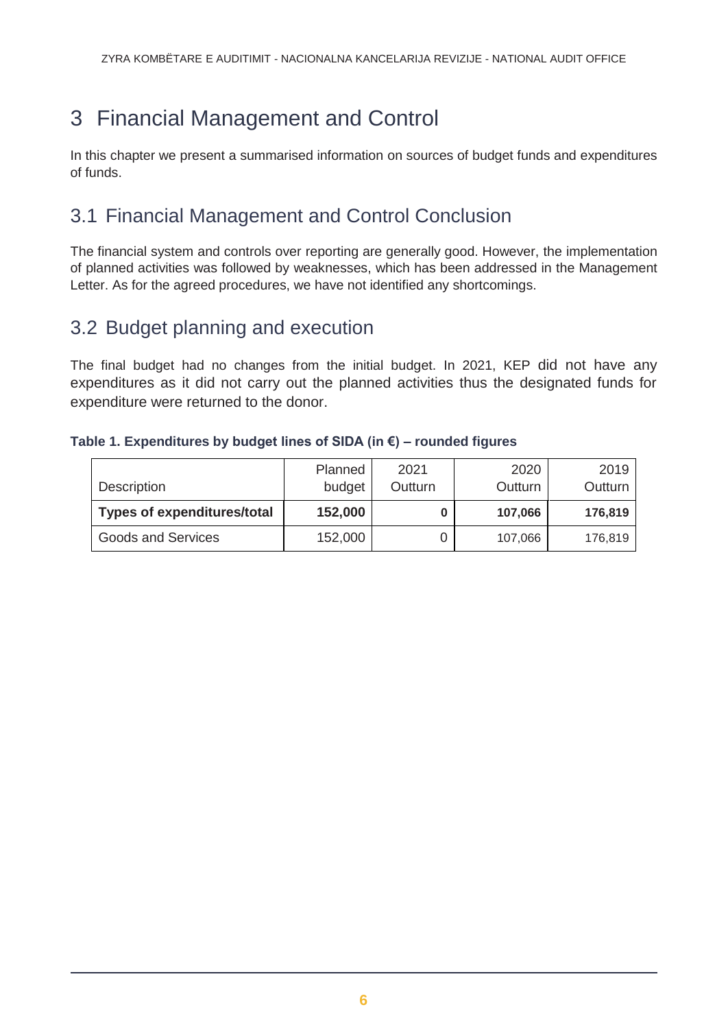# 3 Financial Management and Control

In this chapter we present a summarised information on sources of budget funds and expenditures of funds.

## 3.1 Financial Management and Control Conclusion

The financial system and controls over reporting are generally good. However, the implementation of planned activities was followed by weaknesses, which has been addressed in the Management Letter. As for the agreed procedures, we have not identified any shortcomings.

## 3.2 Budget planning and execution

The final budget had no changes from the initial budget. In 2021, KEP did not have any expenditures as it did not carry out the planned activities thus the designated funds for expenditure were returned to the donor.

**Table 1. Expenditures by budget lines of SIDA (in €) – rounded figures**

| Description | Planned budget | 2021 Outturn | 2020 Outturn | 2019 Outturn |
|---|---|---|---|---|
| **Types of expenditures/total** | **152,000** | **0** | **107,066** | **176,819** |
| Goods and Services | 152,000 | 0 | 107,066 | 176,819 |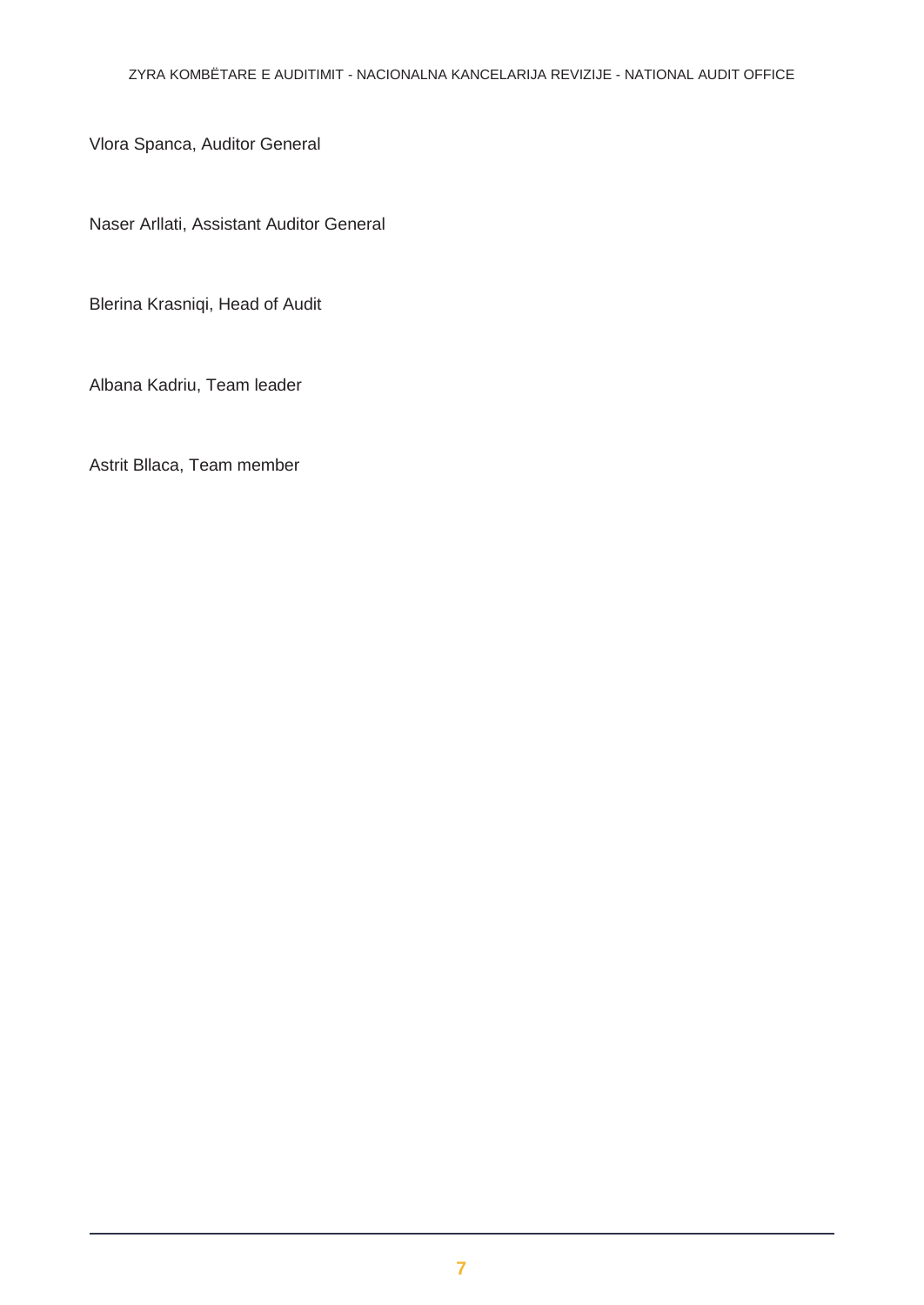Vlora Spanca, Auditor General

Naser Arllati, Assistant Auditor General

Blerina Krasniqi, Head of Audit

Albana Kadriu, Team leader

Astrit Bllaca, Team member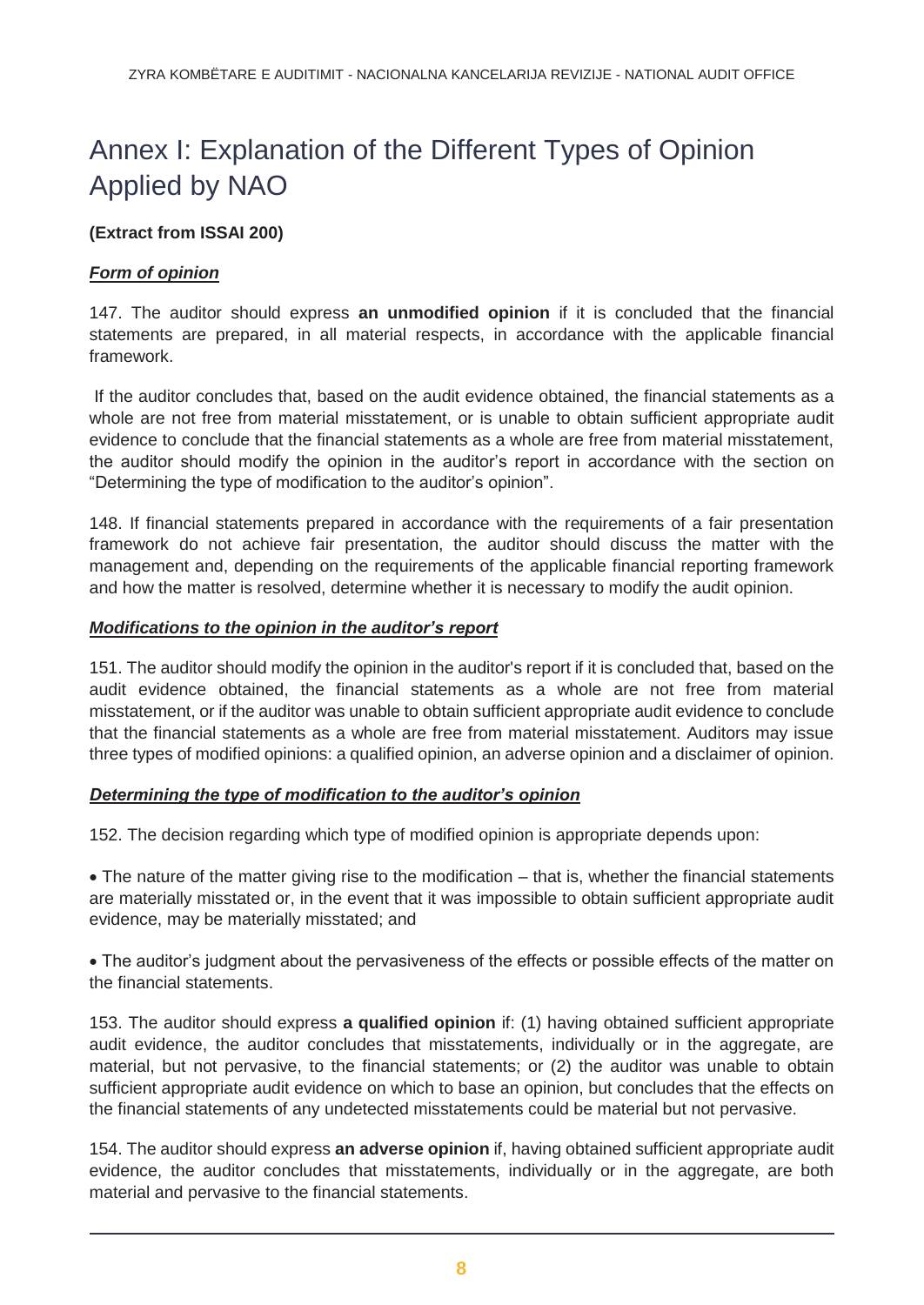# Annex I: Explanation of the Different Types of Opinion Applied by NAO

**(Extract from ISSAI 200)**

***Form of opinion***

147. The auditor should express **an unmodified opinion** if it is concluded that the financial statements are prepared, in all material respects, in accordance with the applicable financial framework.

If the auditor concludes that, based on the audit evidence obtained, the financial statements as a whole are not free from material misstatement, or is unable to obtain sufficient appropriate audit evidence to conclude that the financial statements as a whole are free from material misstatement, the auditor should modify the opinion in the auditor's report in accordance with the section on "Determining the type of modification to the auditor's opinion".

148. If financial statements prepared in accordance with the requirements of a fair presentation framework do not achieve fair presentation, the auditor should discuss the matter with the management and, depending on the requirements of the applicable financial reporting framework and how the matter is resolved, determine whether it is necessary to modify the audit opinion.

***Modifications to the opinion in the auditor's report***

151. The auditor should modify the opinion in the auditor's report if it is concluded that, based on the audit evidence obtained, the financial statements as a whole are not free from material misstatement, or if the auditor was unable to obtain sufficient appropriate audit evidence to conclude that the financial statements as a whole are free from material misstatement. Auditors may issue three types of modified opinions: a qualified opinion, an adverse opinion and a disclaimer of opinion.

***Determining the type of modification to the auditor's opinion***

152. The decision regarding which type of modified opinion is appropriate depends upon:

- The nature of the matter giving rise to the modification – that is, whether the financial statements are materially misstated or, in the event that it was impossible to obtain sufficient appropriate audit evidence, may be materially misstated; and

- The auditor's judgment about the pervasiveness of the effects or possible effects of the matter on the financial statements.

153. The auditor should express **a qualified opinion** if: (1) having obtained sufficient appropriate audit evidence, the auditor concludes that misstatements, individually or in the aggregate, are material, but not pervasive, to the financial statements; or (2) the auditor was unable to obtain sufficient appropriate audit evidence on which to base an opinion, but concludes that the effects on the financial statements of any undetected misstatements could be material but not pervasive.

154. The auditor should express **an adverse opinion** if, having obtained sufficient appropriate audit evidence, the auditor concludes that misstatements, individually or in the aggregate, are both material and pervasive to the financial statements.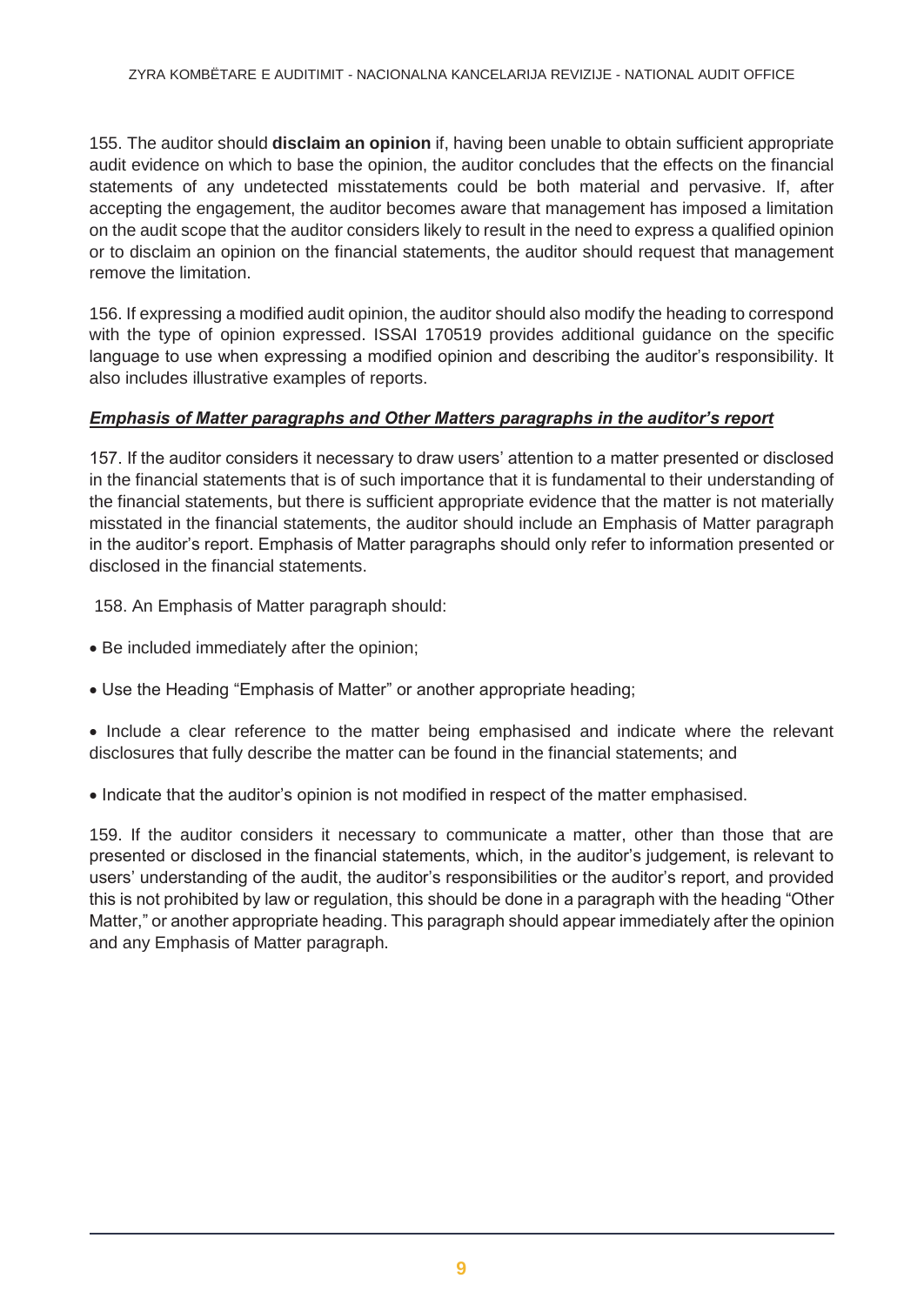155. The auditor should **disclaim an opinion** if, having been unable to obtain sufficient appropriate audit evidence on which to base the opinion, the auditor concludes that the effects on the financial statements of any undetected misstatements could be both material and pervasive. If, after accepting the engagement, the auditor becomes aware that management has imposed a limitation on the audit scope that the auditor considers likely to result in the need to express a qualified opinion or to disclaim an opinion on the financial statements, the auditor should request that management remove the limitation.

156. If expressing a modified audit opinion, the auditor should also modify the heading to correspond with the type of opinion expressed. ISSAI 170519 provides additional guidance on the specific language to use when expressing a modified opinion and describing the auditor's responsibility. It also includes illustrative examples of reports.

***Emphasis of Matter paragraphs and Other Matters paragraphs in the auditor's report***

157. If the auditor considers it necessary to draw users' attention to a matter presented or disclosed in the financial statements that is of such importance that it is fundamental to their understanding of the financial statements, but there is sufficient appropriate evidence that the matter is not materially misstated in the financial statements, the auditor should include an Emphasis of Matter paragraph in the auditor's report. Emphasis of Matter paragraphs should only refer to information presented or disclosed in the financial statements.

158. An Emphasis of Matter paragraph should:

- Be included immediately after the opinion;
- Use the Heading "Emphasis of Matter" or another appropriate heading;
- Include a clear reference to the matter being emphasised and indicate where the relevant disclosures that fully describe the matter can be found in the financial statements; and
- Indicate that the auditor's opinion is not modified in respect of the matter emphasised.

159. If the auditor considers it necessary to communicate a matter, other than those that are presented or disclosed in the financial statements, which, in the auditor's judgement, is relevant to users' understanding of the audit, the auditor's responsibilities or the auditor's report, and provided this is not prohibited by law or regulation, this should be done in a paragraph with the heading "Other Matter," or another appropriate heading. This paragraph should appear immediately after the opinion and any Emphasis of Matter paragraph.